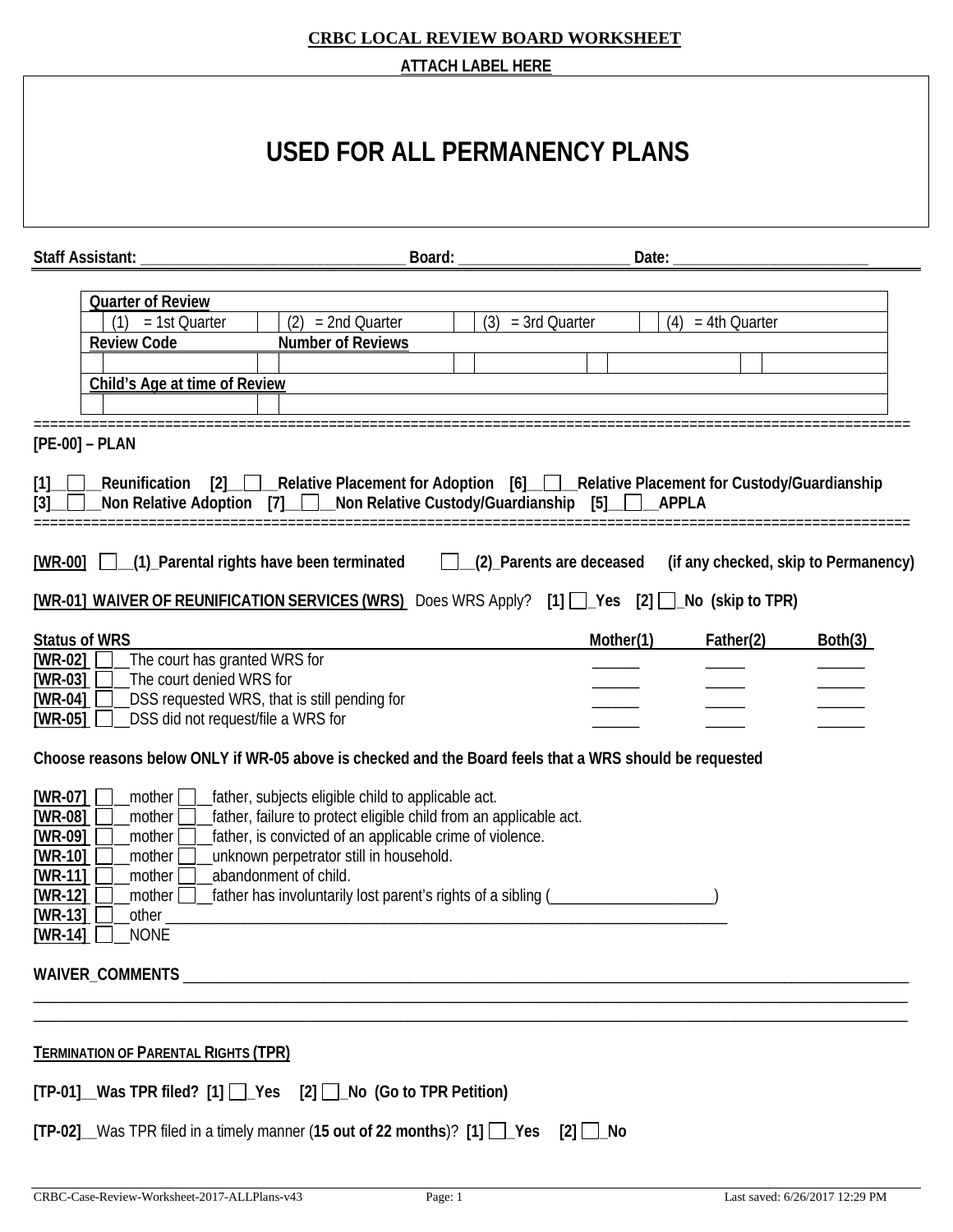# CRBC LOCAL REVIEW BOARD WORKSHEET

**ATTACH LABEL HERE**

## USED FOR ALL PERMANENCY PLANS

**Staff Assistant:** ______________________________ **Board:** ____________________ **Date:** _______________________

| Quarter of Review | | | |
|---|---|---|---|
| (1) = 1st Quarter | (2) = 2nd Quarter | (3) = 3rd Quarter | (4) = 4th Quarter |
| **Review Code** | **Number of Reviews** | | |
| | | | |
| **Child's Age at time of Review** | | | |
| | | | |

**[PE-00] – PLAN**

**[1]__☐__Reunification [2]__☐__Relative Placement for Adoption [6]__☐__Relative Placement for Custody/Guardianship**
**[3]__☐__Non Relative Adoption [7]__☐__Non Relative Custody/Guardianship [5]__☐__APPLA**

**[WR-00]** ☐__**(1)_Parental rights have been terminated** ☐__**(2)_Parents are deceased (if any checked, skip to Permanency)**

**[WR-01] WAIVER OF REUNIFICATION SERVICES (WRS)** Does WRS Apply? **[1]** ☐_**Yes** **[2]** ☐_**No (skip to TPR)**

| Status of WRS | Mother(1) | Father(2) | Both(3) |
|---|---|---|---|
| **[WR-02]** ☐__The court has granted WRS for | ______ | _____ | ______ |
| **[WR-03]** ☐__The court denied WRS for | ______ | _____ | ______ |
| **[WR-04]** ☐__DSS requested WRS, that is still pending for | ______ | _____ | ______ |
| **[WR-05]** ☐__DSS did not request/file a WRS for | ______ | _____ | ______ |

**Choose reasons below ONLY if WR-05 above is checked and the Board feels that a WRS should be requested**

**[WR-07]** ☐__mother ☐__father, subjects eligible child to applicable act.
**[WR-08]** ☐__mother ☐__father, failure to protect eligible child from an applicable act.
**[WR-09]** ☐__mother ☐__father, is convicted of an applicable crime of violence.
**[WR-10]** ☐__mother ☐__unknown perpetrator still in household.
**[WR-11]** ☐__mother ☐__abandonment of child.
**[WR-12]** ☐__mother ☐__father has involuntarily lost parent's rights of a sibling (____________________)
**[WR-13]** ☐__other ______________________________________________________________________
**[WR-14]** ☐__NONE

**WAIVER_COMMENTS** ___________________________________________________________________________
_____________________________________________________________________________________________
_____________________________________________________________________________________________

**TERMINATION OF PARENTAL RIGHTS (TPR)**

**[TP-01]__Was TPR filed? [1]** ☐_**Yes [2]** ☐_**No (Go to TPR Petition)**

**[TP-02]**__Was TPR filed in a timely manner (**15 out of 22 months**)? **[1]** ☐_**Yes [2]** ☐_**No**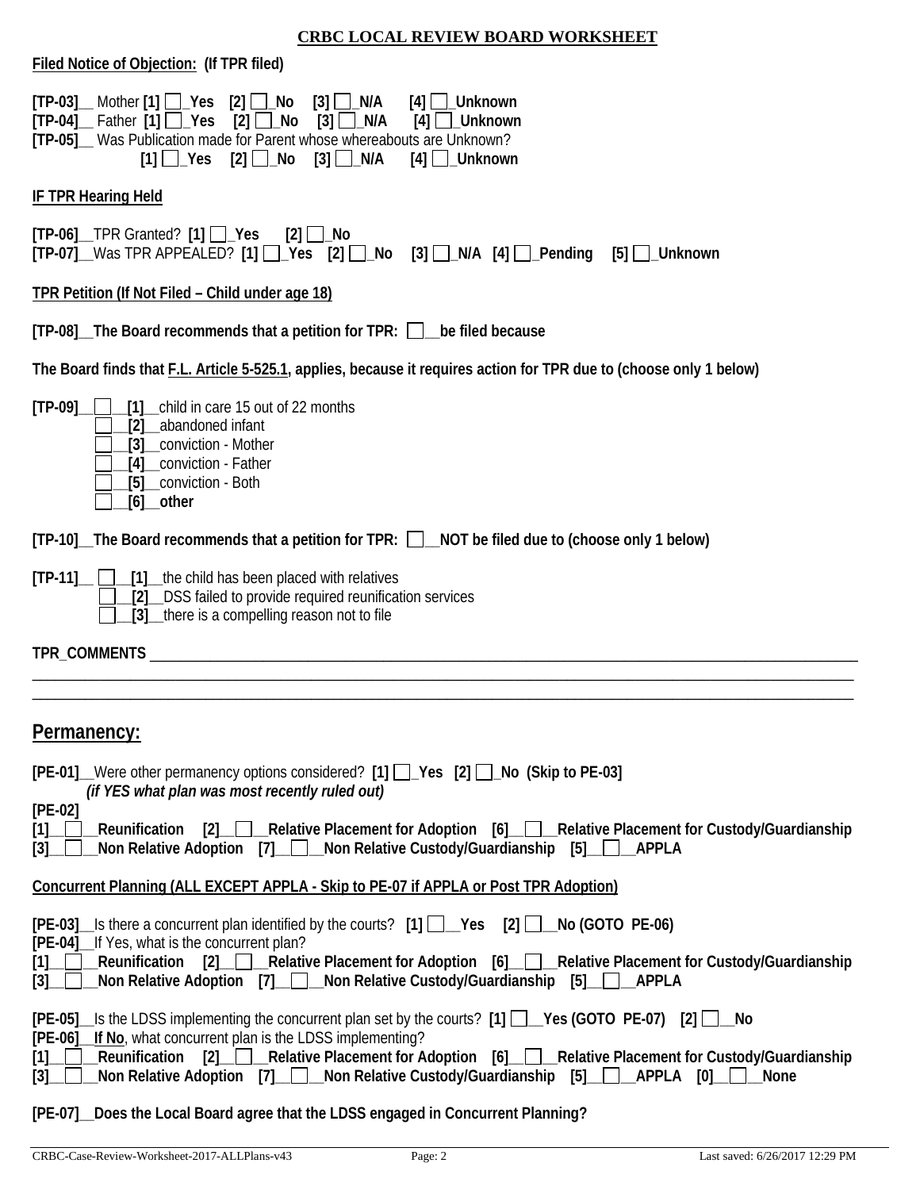## CRBC LOCAL REVIEW BOARD WORKSHEET

**Filed Notice of Objection: (If TPR filed)**

**[TP-03]**__ Mother **[1]** ☐_**Yes** **[2]** ☐_**No** **[3]** ☐_**N/A** **[4]** ☐_**Unknown**
**[TP-04]**__ Father **[1]** ☐_**Yes** **[2]** ☐_**No** **[3]** ☐_**N/A** **[4]** ☐_**Unknown**
**[TP-05]**__ Was Publication made for Parent whose whereabouts are Unknown?
**[1]** ☐_**Yes** **[2]** ☐_**No** **[3]** ☐_**N/A** **[4]** ☐_**Unknown**

**IF TPR Hearing Held**

**[TP-06]**__TPR Granted? **[1]** ☐_**Yes** **[2]** ☐_**No**
**[TP-07]**__Was TPR APPEALED? **[1]** ☐_**Yes** **[2]** ☐_**No** **[3]** ☐_**N/A** **[4]** ☐_**Pending** **[5]** ☐_**Unknown**

**TPR Petition (If Not Filed – Child under age 18)**

**[TP-08]__The Board recommends that a petition for TPR: ☐__be filed because**

**The Board finds that F.L. Article 5-525.1, applies, because it requires action for TPR due to (choose only 1 below)**

**[TP-09]**__ ☐__**[1]**__child in care 15 out of 22 months
☐__**[2]**__abandoned infant
☐__**[3]**__conviction - Mother
☐__**[4]**__conviction - Father
☐__**[5]**__conviction - Both
☐__**[6]**__**other**

**[TP-10]__The Board recommends that a petition for TPR: ☐__NOT be filed due to (choose only 1 below)**

**[TP-11]**__ ☐__**[1]**__the child has been placed with relatives
☐__**[2]**__DSS failed to provide required reunification services
☐__**[3]**__there is a compelling reason not to file

**TPR_COMMENTS** ______________________________________________________________________________
______________________________________________________________________________________________
______________________________________________________________________________________________

## Permanency:

**[PE-01]**__Were other permanency options considered? **[1]** ☐_**Yes** **[2]** ☐_**No (Skip to PE-03]**
***(if YES what plan was most recently ruled out)***

**[PE-02]**
**[1]**__☐__**Reunification** **[2]**__☐__**Relative Placement for Adoption** **[6]**__☐__**Relative Placement for Custody/Guardianship**
**[3]**__☐__**Non Relative Adoption** **[7]**__☐__**Non Relative Custody/Guardianship** **[5]**__☐__**APPLA**

**Concurrent Planning (ALL EXCEPT APPLA - Skip to PE-07 if APPLA or Post TPR Adoption)**

**[PE-03]**__Is there a concurrent plan identified by the courts? **[1]** ☐__**Yes** **[2]** ☐__**No (GOTO PE-06)**
**[PE-04]**__If Yes, what is the concurrent plan?
**[1]**__☐__**Reunification** **[2]**__☐__**Relative Placement for Adoption** **[6]**__☐__**Relative Placement for Custody/Guardianship**
**[3]**__☐__**Non Relative Adoption** **[7]**__☐__**Non Relative Custody/Guardianship** **[5]**__☐__**APPLA**

**[PE-05]**__Is the LDSS implementing the concurrent plan set by the courts? **[1]** ☐__**Yes (GOTO PE-07)** **[2]** ☐__**No**
**[PE-06]__If No**, what concurrent plan is the LDSS implementing?
**[1]**__☐__**Reunification** **[2]**__☐__**Relative Placement for Adoption** **[6]**__☐__**Relative Placement for Custody/Guardianship**
**[3]**__☐__**Non Relative Adoption** **[7]**__☐__**Non Relative Custody/Guardianship** **[5]**__☐__**APPLA** **[0]**__☐__**None**

**[PE-07]__Does the Local Board agree that the LDSS engaged in Concurrent Planning?**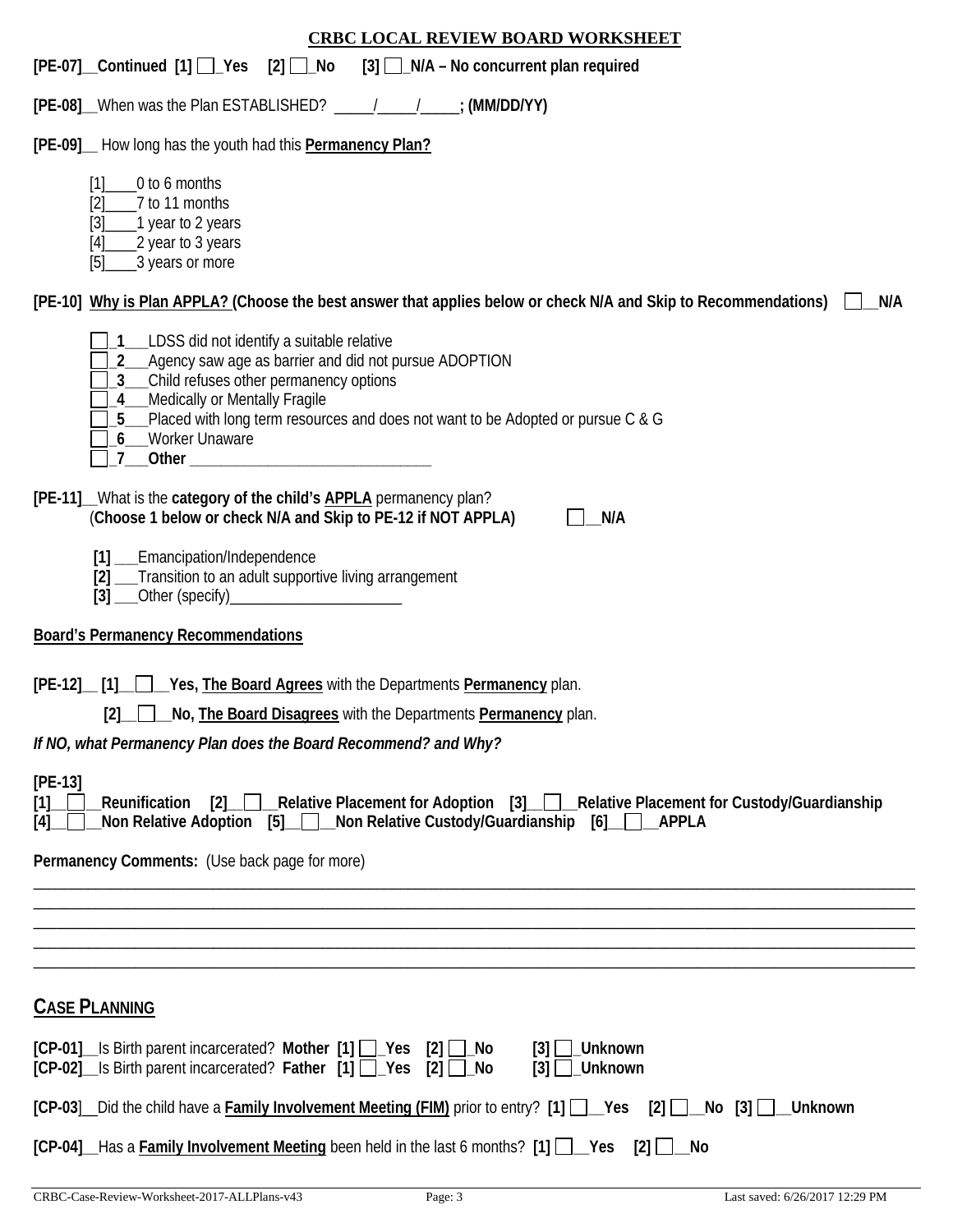## CRBC LOCAL REVIEW BOARD WORKSHEET

**[PE-07]__Continued [1] ☐_Yes [2] ☐_No [3] ☐_N/A – No concurrent plan required**

**[PE-08]__**When was the Plan ESTABLISHED? _____/_____/_____**; (MM/DD/YY)**

**[PE-09]__** How long has the youth had this **Permanency Plan?**

- [1]____0 to 6 months
- [2]____7 to 11 months
- [3]____1 year to 2 years
- [4]____2 year to 3 years
- [5]____3 years or more

**[PE-10] Why is Plan APPLA? (Choose the best answer that applies below or check N/A and Skip to Recommendations)** ☐__**N/A**

- ☐_**1**___LDSS did not identify a suitable relative
- ☐_**2**___Agency saw age as barrier and did not pursue ADOPTION
- ☐_**3**___Child refuses other permanency options
- ☐_**4**___Medically or Mentally Fragile
- ☐_**5**___Placed with long term resources and does not want to be Adopted or pursue C & G
- ☐_**6**___Worker Unaware
- ☐_**7**___**Other** _______________________________

**[PE-11]__**What is the **category of the child's APPLA** permanency plan?
(**Choose 1 below or check N/A and Skip to PE-12 if NOT APPLA)** ☐__**N/A**

- **[1]** ___Emancipation/Independence
- **[2]** ___Transition to an adult supportive living arrangement
- **[3]** ___Other (specify)______________________

**Board's Permanency Recommendations**

**[PE-12]__ [1]__**☐**__Yes, The Board Agrees** with the Departments **Permanency** plan.

**[2]__**☐**__No, The Board Disagrees** with the Departments **Permanency** plan.

***If NO, what Permanency Plan does the Board Recommend? and Why?***

**[PE-13]**
**[1]__**☐**__Reunification [2]__**☐**__Relative Placement for Adoption [3]__**☐**__Relative Placement for Custody/Guardianship**
**[4]__**☐**__Non Relative Adoption [5]__**☐**__Non Relative Custody/Guardianship [6]__**☐**__APPLA**

**Permanency Comments:** (Use back page for more)

______________________________________________________________________________
______________________________________________________________________________
______________________________________________________________________________
______________________________________________________________________________
______________________________________________________________________________

## CASE PLANNING

**[CP-01]__**Is Birth parent incarcerated? **Mother [1] ☐_Yes [2] ☐_No [3] ☐_Unknown**
**[CP-02]__**Is Birth parent incarcerated? **Father [1] ☐_Yes [2] ☐_No [3] ☐_Unknown**

**[CP-03]__**Did the child have a **Family Involvement Meeting (FIM)** prior to entry? **[1] ☐__Yes [2] ☐__No [3] ☐__Unknown**

**[CP-04]__**Has a **Family Involvement Meeting** been held in the last 6 months? **[1] ☐__Yes [2] ☐__No**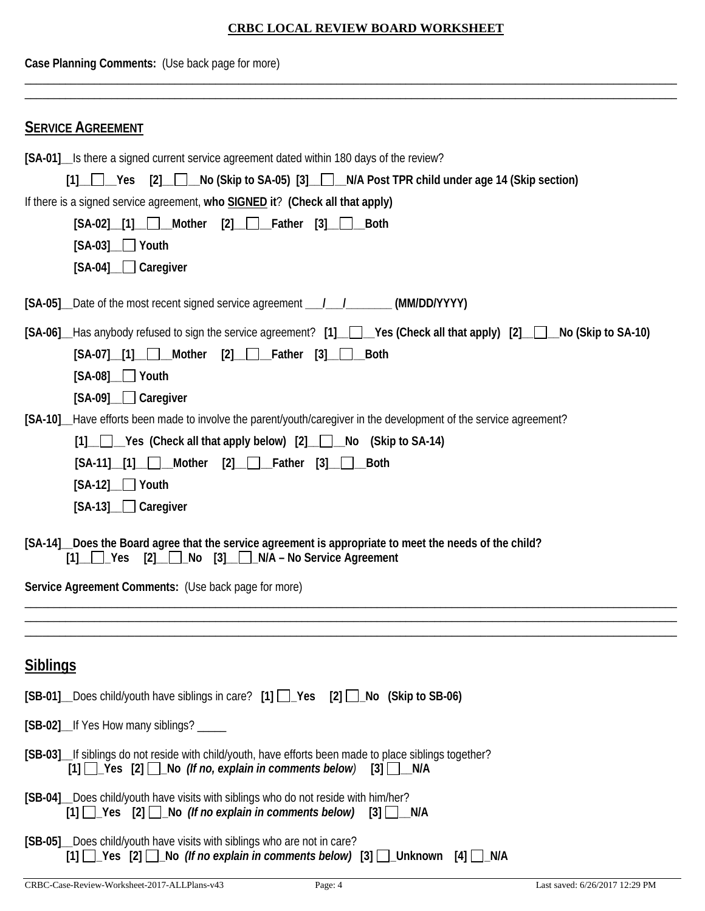## CRBC LOCAL REVIEW BOARD WORKSHEET

**Case Planning Comments:** (Use back page for more)

______________________________________________________________________________________________

______________________________________________________________________________________________

## SERVICE AGREEMENT

**[SA-01]**__Is there a signed current service agreement dated within 180 days of the review?

**[1]__☐__Yes [2]__☐__No (Skip to SA-05) [3]__☐__N/A Post TPR child under age 14 (Skip section)**

If there is a signed service agreement, **who SIGNED it**? **(Check all that apply)**

**[SA-02]__[1]__☐__Mother [2]__☐__Father [3]__☐__Both**

**[SA-03]__☐ Youth**

**[SA-04]__☐ Caregiver**

**[SA-05]**__Date of the most recent signed service agreement ___/___/________ **(MM/DD/YYYY)**

**[SA-06]**__Has anybody refused to sign the service agreement? **[1]__☐__Yes (Check all that apply) [2]__☐__No (Skip to SA-10)**

**[SA-07]__[1]__☐__Mother [2]__☐__Father [3]__☐__Both**

**[SA-08]__☐ Youth**

**[SA-09]__☐ Caregiver**

**[SA-10]**__Have efforts been made to involve the parent/youth/caregiver in the development of the service agreement?

**[1]__☐__Yes (Check all that apply below) [2]__☐__No (Skip to SA-14)**

**[SA-11]__[1]__☐__Mother [2]__☐__Father [3]__☐__Both**

**[SA-12]__☐ Youth**

**[SA-13]__☐ Caregiver**

**[SA-14]__Does the Board agree that the service agreement is appropriate to meet the needs of the child?**
**[1]__☐_Yes [2]__☐_No [3]__☐_N/A – No Service Agreement**

**Service Agreement Comments:** (Use back page for more)

______________________________________________________________________________________________

______________________________________________________________________________________________

______________________________________________________________________________________________

## Siblings

**[SB-01]**__Does child/youth have siblings in care? **[1] ☐_Yes [2] ☐_No (Skip to SB-06)**

**[SB-02]**__If Yes How many siblings? _____

**[SB-03]**__If siblings do not reside with child/youth, have efforts been made to place siblings together?
**[1] ☐_Yes [2] ☐_No** ***(If no, explain in comments below)*** **[3] ☐__N/A**

**[SB-04]**__Does child/youth have visits with siblings who do not reside with him/her?
**[1] ☐_Yes [2] ☐_No** ***(If no explain in comments below)*** **[3] ☐__N/A**

**[SB-05]**__Does child/youth have visits with siblings who are not in care?
**[1] ☐_Yes [2] ☐_No** ***(If no explain in comments below)*** **[3] ☐_Unknown [4] ☐_N/A**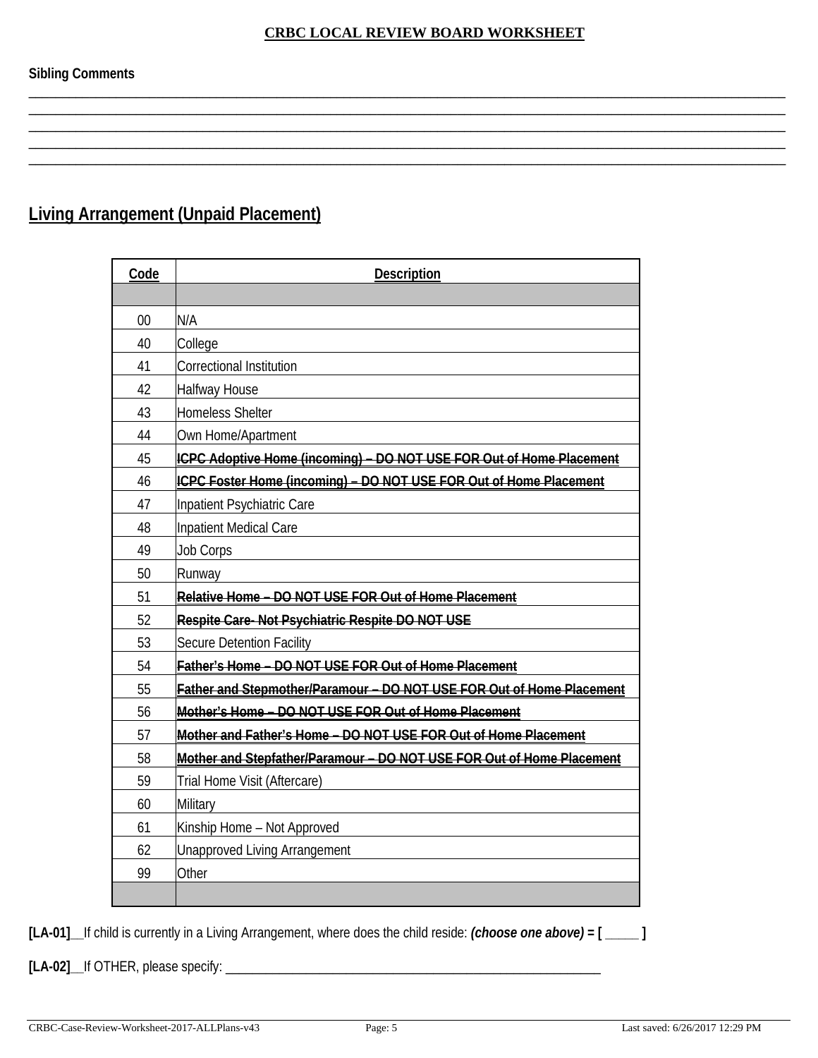**CRBC LOCAL REVIEW BOARD WORKSHEET**

**Sibling Comments**

_______________________________________________________________________________________________
_______________________________________________________________________________________________
_______________________________________________________________________________________________
_______________________________________________________________________________________________
_______________________________________________________________________________________________

## Living Arrangement (Unpaid Placement)

| Code | Description |
|---|---|
| | |
| 00 | N/A |
| 40 | College |
| 41 | Correctional Institution |
| 42 | Halfway House |
| 43 | Homeless Shelter |
| 44 | Own Home/Apartment |
| 45 | ~~**ICPC Adoptive Home (incoming) – DO NOT USE FOR Out of Home Placement**~~ |
| 46 | ~~**ICPC Foster Home (incoming) – DO NOT USE FOR Out of Home Placement**~~ |
| 47 | Inpatient Psychiatric Care |
| 48 | Inpatient Medical Care |
| 49 | Job Corps |
| 50 | Runway |
| 51 | ~~**Relative Home – DO NOT USE FOR Out of Home Placement**~~ |
| 52 | ~~**Respite Care- Not Psychiatric Respite DO NOT USE**~~ |
| 53 | Secure Detention Facility |
| 54 | ~~**Father's Home – DO NOT USE FOR Out of Home Placement**~~ |
| 55 | ~~**Father and Stepmother/Paramour – DO NOT USE FOR Out of Home Placement**~~ |
| 56 | ~~**Mother's Home – DO NOT USE FOR Out of Home Placement**~~ |
| 57 | ~~**Mother and Father's Home – DO NOT USE FOR Out of Home Placement**~~ |
| 58 | ~~**Mother and Stepfather/Paramour – DO NOT USE FOR Out of Home Placement**~~ |
| 59 | Trial Home Visit (Aftercare) |
| 60 | Military |
| 61 | Kinship Home – Not Approved |
| 62 | Unapproved Living Arrangement |
| 99 | Other |
| | |

**[LA-01]**__If child is currently in a Living Arrangement, where does the child reside: ***(choose one above)* = [ _____ ]**

**[LA-02]**__If OTHER, please specify: ____________________________________________________________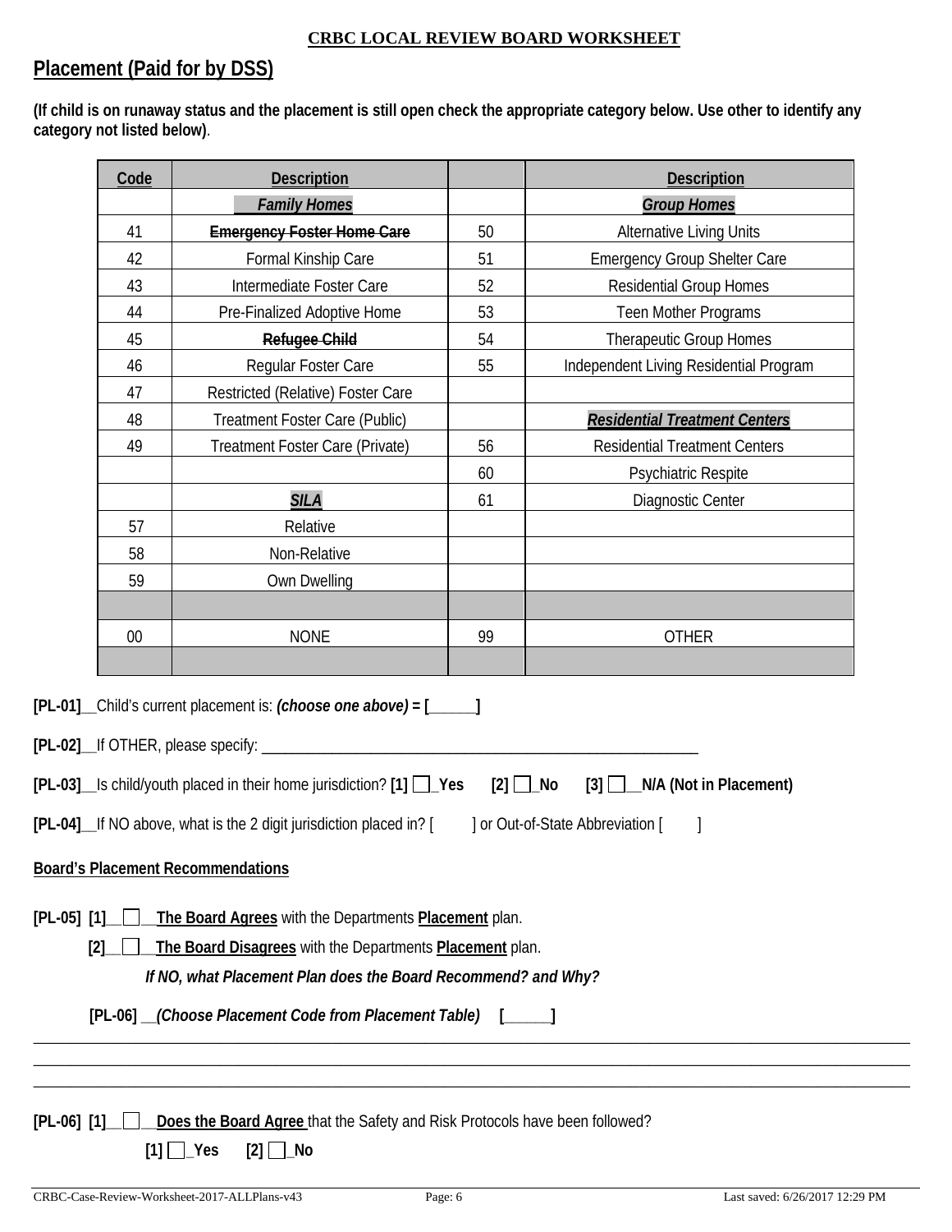**CRBC LOCAL REVIEW BOARD WORKSHEET**

## Placement (Paid for by DSS)

**(If child is on runaway status and the placement is still open check the appropriate category below. Use other to identify any category not listed below)**.

| Code | Description | | Description |
|---|---|---|---|
| | ***Family Homes*** | | ***Group Homes*** |
| 41 | ~~**Emergency Foster Home Care**~~ | 50 | Alternative Living Units |
| 42 | Formal Kinship Care | 51 | Emergency Group Shelter Care |
| 43 | Intermediate Foster Care | 52 | Residential Group Homes |
| 44 | Pre-Finalized Adoptive Home | 53 | Teen Mother Programs |
| 45 | ~~**Refugee Child**~~ | 54 | Therapeutic Group Homes |
| 46 | Regular Foster Care | 55 | Independent Living Residential Program |
| 47 | Restricted (Relative) Foster Care | | |
| 48 | Treatment Foster Care (Public) | | ***Residential Treatment Centers*** |
| 49 | Treatment Foster Care (Private) | 56 | Residential Treatment Centers |
| | | 60 | Psychiatric Respite |
| | ***SILA*** | 61 | Diagnostic Center |
| 57 | Relative | | |
| 58 | Non-Relative | | |
| 59 | Own Dwelling | | |
| | | | |
| 00 | NONE | 99 | OTHER |
| | | | |

**[PL-01]**__Child's current placement is: ***(choose one above) = [______]***

**[PL-02]**__If OTHER, please specify: ____________________________________________________________

**[PL-03]**__Is child/youth placed in their home jurisdiction? **[1] ☐_Yes [2] ☐_No [3] ☐__N/A (Not in Placement)**

**[PL-04]**__If NO above, what is the 2 digit jurisdiction placed in? [ ] or Out-of-State Abbreviation [ ]

**Board's Placement Recommendations**

**[PL-05] [1]__☐__The Board Agrees** with the Departments **Placement** plan.

**[2]__☐__The Board Disagrees** with the Departments **Placement** plan.

***If NO, what Placement Plan does the Board Recommend? and Why?***

**[PL-06]** __***(Choose Placement Code from Placement Table)*** **[______]**

______________________________________________________________________________________________________

______________________________________________________________________________________________________

______________________________________________________________________________________________________

**[PL-06] [1]__☐__Does the Board Agree** that the Safety and Risk Protocols have been followed?

**[1] ☐_Yes [2] ☐_No**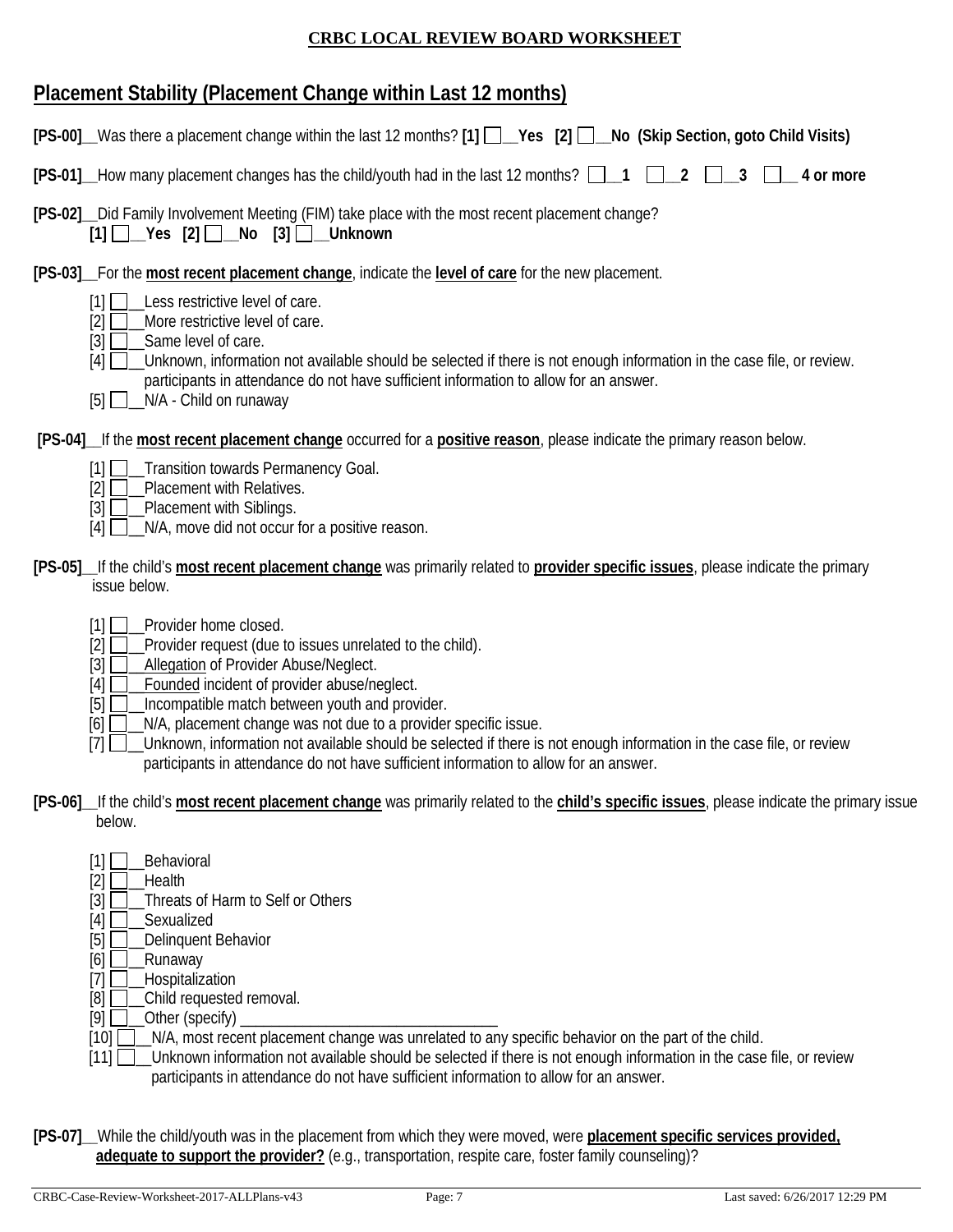**CRBC LOCAL REVIEW BOARD WORKSHEET**

## Placement Stability (Placement Change within Last 12 months)

**[PS-00]**__Was there a placement change within the last 12 months? **[1] ☐__Yes [2] ☐__No (Skip Section, goto Child Visits)**

**[PS-01]**__How many placement changes has the child/youth had in the last 12 months? **☐__1 ☐__2 ☐__3 ☐__ 4 or more**

**[PS-02]**__Did Family Involvement Meeting (FIM) take place with the most recent placement change?
**[1] ☐__Yes [2] ☐__No [3] ☐__Unknown**

**[PS-03]**__For the **most recent placement change**, indicate the **level of care** for the new placement.

[1] ☐__Less restrictive level of care.
[2] ☐__More restrictive level of care.
[3] ☐__Same level of care.
[4] ☐__Unknown, information not available should be selected if there is not enough information in the case file, or review. participants in attendance do not have sufficient information to allow for an answer.
[5] ☐__N/A - Child on runaway

**[PS-04]**__If the **most recent placement change** occurred for a **positive reason**, please indicate the primary reason below.

[1] ☐__Transition towards Permanency Goal.
[2] ☐__Placement with Relatives.
[3] ☐__Placement with Siblings.
[4] ☐__N/A, move did not occur for a positive reason.

**[PS-05]**__If the child's **most recent placement change** was primarily related to **provider specific issues**, please indicate the primary issue below.

[1] ☐__Provider home closed.
[2] ☐__Provider request (due to issues unrelated to the child).
[3] ☐__Allegation of Provider Abuse/Neglect.
[4] ☐__Founded incident of provider abuse/neglect.
[5] ☐__Incompatible match between youth and provider.
[6] ☐__N/A, placement change was not due to a provider specific issue.
[7] ☐__Unknown, information not available should be selected if there is not enough information in the case file, or review participants in attendance do not have sufficient information to allow for an answer.

**[PS-06]**__If the child's **most recent placement change** was primarily related to the **child's specific issues**, please indicate the primary issue below.

[1] ☐__Behavioral
[2] ☐__Health
[3] ☐__Threats of Harm to Self or Others
[4] ☐__Sexualized
[5] ☐__Delinquent Behavior
[6] ☐__Runaway
[7] ☐__Hospitalization
[8] ☐__Child requested removal.
[9] ☐__Other (specify) ________________________________
[10] ☐__N/A, most recent placement change was unrelated to any specific behavior on the part of the child.
[11] ☐__Unknown information not available should be selected if there is not enough information in the case file, or review participants in attendance do not have sufficient information to allow for an answer.

**[PS-07]**__While the child/youth was in the placement from which they were moved, were **placement specific services provided, adequate to support the provider?** (e.g., transportation, respite care, foster family counseling)?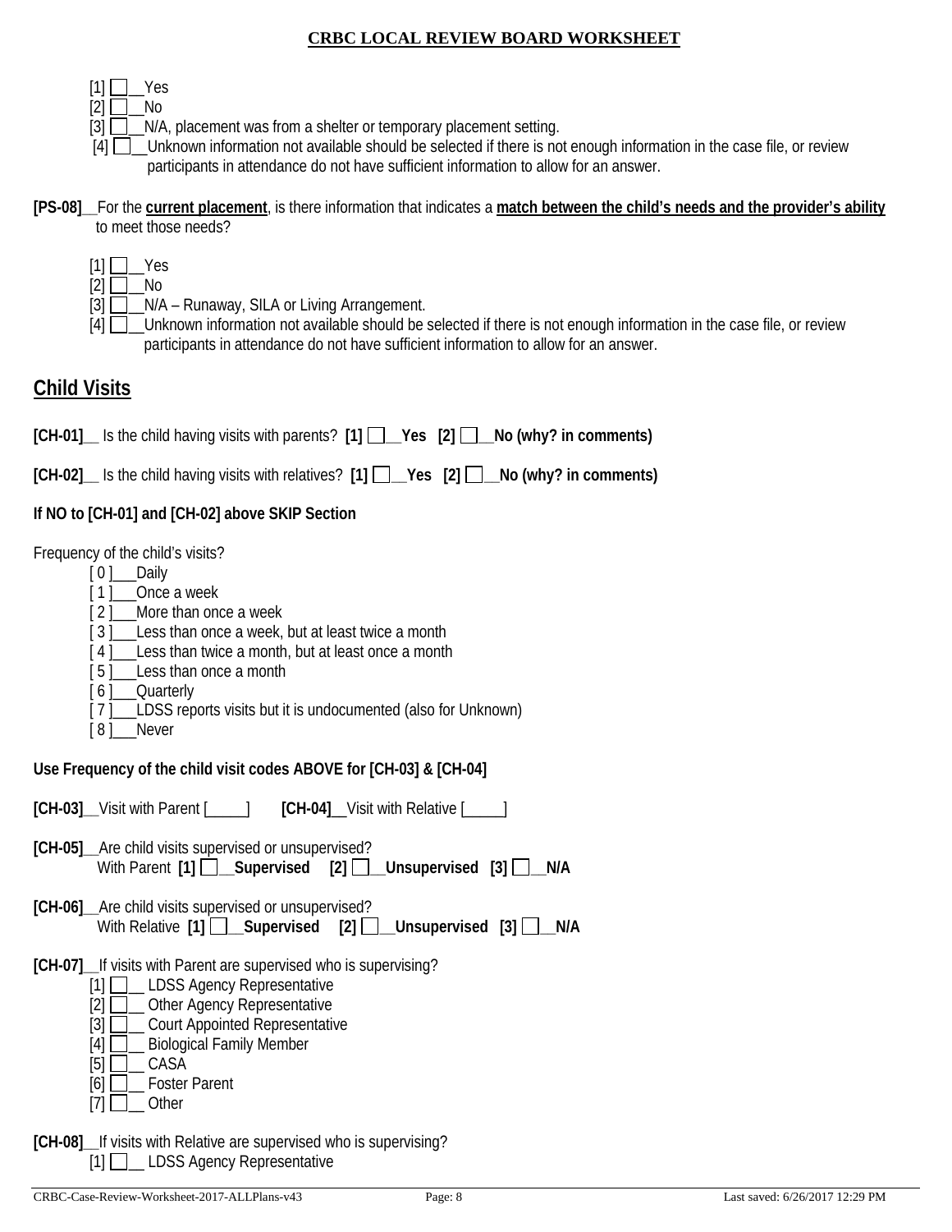[1] ☐__Yes
[2] ☐__No
[3] ☐__N/A, placement was from a shelter or temporary placement setting.
[4] ☐__Unknown information not available should be selected if there is not enough information in the case file, or review participants in attendance do not have sufficient information to allow for an answer.

**[PS-08]**__For the **current placement**, is there information that indicates a **match between the child's needs and the provider's ability** to meet those needs?

[1] ☐__Yes
[2] ☐__No
[3] ☐__N/A – Runaway, SILA or Living Arrangement.
[4] ☐__Unknown information not available should be selected if there is not enough information in the case file, or review participants in attendance do not have sufficient information to allow for an answer.

## Child Visits

**[CH-01]**__ Is the child having visits with parents? **[1] ☐__Yes [2] ☐__No (why? in comments)**

**[CH-02]**__ Is the child having visits with relatives? **[1] ☐__Yes [2] ☐__No (why? in comments)**

**If NO to [CH-01] and [CH-02] above SKIP Section**

Frequency of the child's visits?
[ 0 ]___Daily
[ 1 ]___Once a week
[ 2 ]___More than once a week
[ 3 ]___Less than once a week, but at least twice a month
[ 4 ]___Less than twice a month, but at least once a month
[ 5 ]___Less than once a month
[ 6 ]___Quarterly
[ 7 ]___LDSS reports visits but it is undocumented (also for Unknown)
[ 8 ]___Never

**Use Frequency of the child visit codes ABOVE for [CH-03] & [CH-04]**

**[CH-03]**__Visit with Parent [_____] **[CH-04]**__Visit with Relative [_____]

**[CH-05]**__Are child visits supervised or unsupervised?
With Parent **[1] ☐__Supervised [2] ☐__Unsupervised [3] ☐__N/A**

**[CH-06]**__Are child visits supervised or unsupervised?
With Relative **[1] ☐__Supervised [2] ☐__Unsupervised [3] ☐__N/A**

**[CH-07]**__If visits with Parent are supervised who is supervising?
[1] ☐__ LDSS Agency Representative
[2] ☐__ Other Agency Representative
[3] ☐__ Court Appointed Representative
[4] ☐__ Biological Family Member
[5] ☐__ CASA
[6] ☐__ Foster Parent
[7] ☐__ Other

**[CH-08]**__If visits with Relative are supervised who is supervising?
[1] ☐__ LDSS Agency Representative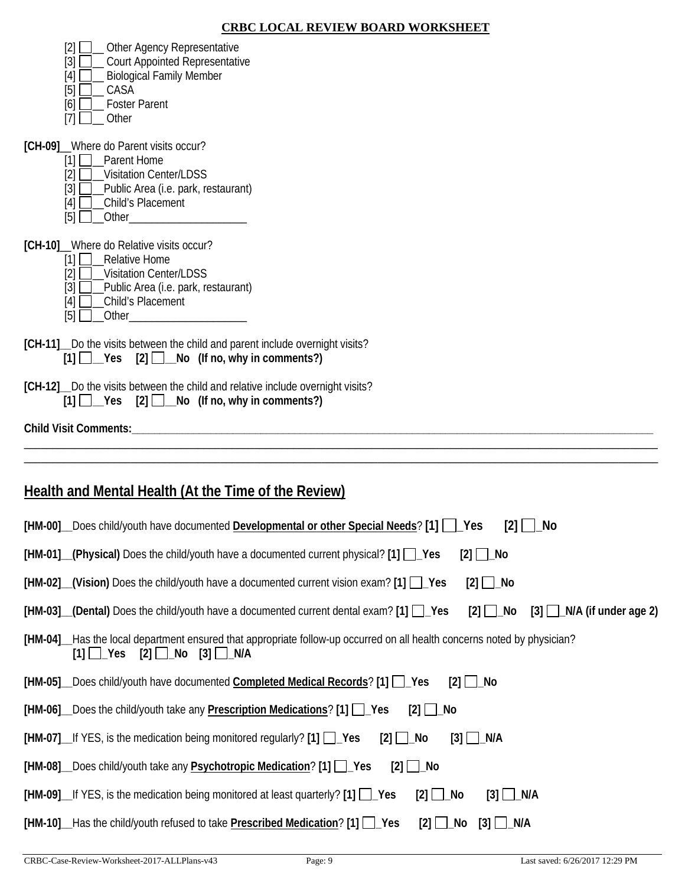**CRBC LOCAL REVIEW BOARD WORKSHEET**

- [2] ☐__ Other Agency Representative
- [3] ☐__ Court Appointed Representative
- [4] ☐__ Biological Family Member
- [5] ☐__ CASA
- [6] ☐__ Foster Parent
- [7] ☐__ Other

**[CH-09]**__Where do Parent visits occur?

- [1] ☐__Parent Home
- [2] ☐__Visitation Center/LDSS
- [3] ☐__Public Area (i.e. park, restaurant)
- [4] ☐__Child's Placement
- [5] ☐__Other____________________

**[CH-10]**__Where do Relative visits occur?

- [1] ☐__Relative Home
- [2] ☐__Visitation Center/LDSS
- [3] ☐__Public Area (i.e. park, restaurant)
- [4] ☐__Child's Placement
- [5] ☐__Other____________________

**[CH-11]**__Do the visits between the child and parent include overnight visits?
**[1] ☐__Yes [2] ☐__No (If no, why in comments?)**

**[CH-12]**__Do the visits between the child and relative include overnight visits?
**[1] ☐__Yes [2] ☐__No (If no, why in comments?)**

**Child Visit Comments:**______________________________________________________________________________
__________________________________________________________________________________________________
__________________________________________________________________________________________________

## Health and Mental Health (At the Time of the Review)

**[HM-00]**__Does child/youth have documented **Developmental or other Special Needs**? **[1] ☐_Yes [2] ☐_No**

**[HM-01]__(Physical)** Does the child/youth have a documented current physical? **[1] ☐_Yes [2] ☐_No**

**[HM-02]__(Vision)** Does the child/youth have a documented current vision exam? **[1] ☐_Yes [2] ☐_No**

**[HM-03]__(Dental)** Does the child/youth have a documented current dental exam? **[1] ☐_Yes [2] ☐_No [3] ☐_N/A (if under age 2)**

**[HM-04]**__Has the local department ensured that appropriate follow-up occurred on all health concerns noted by physician?
**[1] ☐_Yes [2] ☐_No [3] ☐_N/A**

**[HM-05]**__Does child/youth have documented **Completed Medical Records**? **[1] ☐_Yes [2] ☐_No**

**[HM-06]**__Does the child/youth take any **Prescription Medications**? **[1] ☐_Yes [2] ☐_No**

**[HM-07]**__If YES, is the medication being monitored regularly? **[1] ☐_Yes [2] ☐_No [3] ☐_N/A**

**[HM-08]**__Does child/youth take any **Psychotropic Medication**? **[1] ☐_Yes [2] ☐_No**

**[HM-09]**__If YES, is the medication being monitored at least quarterly? **[1] ☐_Yes [2] ☐_No [3] ☐_N/A**

**[HM-10]**__Has the child/youth refused to take **Prescribed Medication**? **[1] ☐_Yes [2] ☐_No [3] ☐_N/A**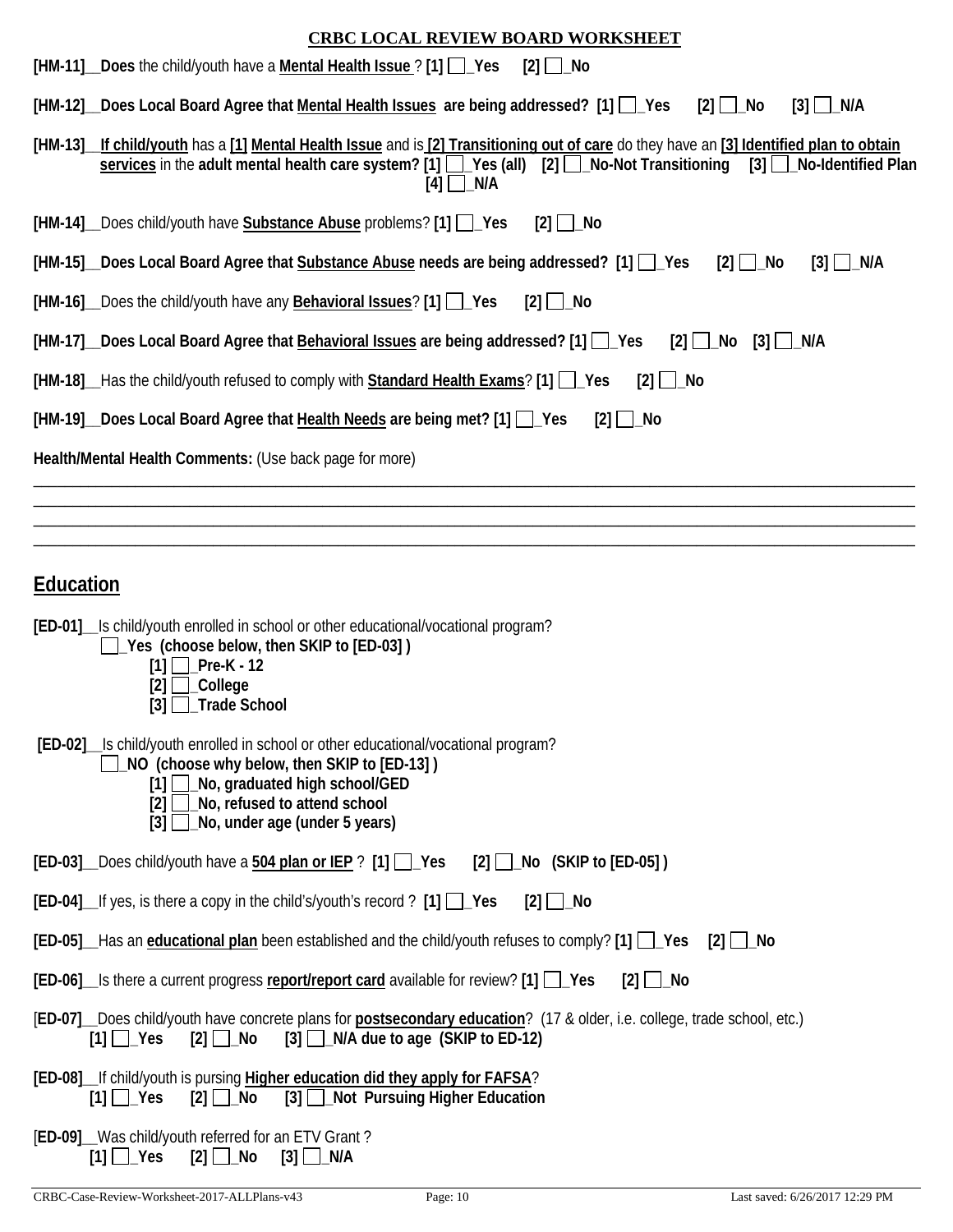**CRBC LOCAL REVIEW BOARD WORKSHEET**

**[HM-11]__Does** the child/youth have a **Mental Health Issue** ? **[1] ☐_Yes [2] ☐_No**

**[HM-12]__Does Local Board Agree that Mental Health Issues are being addressed? [1] ☐_Yes [2] ☐_No [3] ☐_N/A**

**[HM-13]__If child/youth** has a **[1] Mental Health Issue** and is **[2] Transitioning out of care** do they have an **[3] Identified plan to obtain services** in the **adult mental health care system? [1] ☐_Yes (all) [2] ☐_No-Not Transitioning [3] ☐_No-Identified Plan [4] ☐_N/A**

**[HM-14]__**Does child/youth have **Substance Abuse** problems? **[1] ☐_Yes [2] ☐_No**

**[HM-15]__Does Local Board Agree that Substance Abuse needs are being addressed? [1] ☐_Yes [2] ☐_No [3] ☐_N/A**

**[HM-16]__**Does the child/youth have any **Behavioral Issues**? **[1] ☐_Yes [2] ☐_No**

**[HM-17]__Does Local Board Agree that Behavioral Issues are being addressed? [1] ☐_Yes [2] ☐_No [3] ☐_N/A**

**[HM-18]__**Has the child/youth refused to comply with **Standard Health Exams**? **[1] ☐_Yes [2] ☐_No**

**[HM-19]__Does Local Board Agree that Health Needs are being met? [1] ☐_Yes [2] ☐_No**

**Health/Mental Health Comments:** (Use back page for more)

______________________________________________________________________________________________

______________________________________________________________________________________________

______________________________________________________________________________________________

______________________________________________________________________________________________

## Education

**[ED-01]__**Is child/youth enrolled in school or other educational/vocational program?

- **☐_Yes (choose below, then SKIP to [ED-03] )**
  - **[1] ☐_Pre-K - 12**
  - **[2] ☐_College**
  - **[3] ☐_Trade School**

**[ED-02]__**Is child/youth enrolled in school or other educational/vocational program?

- **☐_NO (choose why below, then SKIP to [ED-13] )**
  - **[1] ☐_No, graduated high school/GED**
  - **[2] ☐_No, refused to attend school**
  - **[3] ☐_No, under age (under 5 years)**

**[ED-03]__**Does child/youth have a **504 plan or IEP** ? **[1] ☐_Yes [2] ☐_No (SKIP to [ED-05] )**

**[ED-04]__**If yes, is there a copy in the child's/youth's record ? **[1] ☐_Yes [2] ☐_No**

**[ED-05]__**Has an **educational plan** been established and the child/youth refuses to comply? **[1] ☐_Yes [2] ☐_No**

**[ED-06]__**Is there a current progress **report/report card** available for review? **[1] ☐_Yes [2] ☐_No**

[**ED-07]__**Does child/youth have concrete plans for **postsecondary education**? (17 & older, i.e. college, trade school, etc.)
**[1] ☐_Yes [2] ☐_No [3] ☐_N/A due to age (SKIP to ED-12)**

**[ED-08]__**If child/youth is pursing **Higher education did they apply for FAFSA**?
**[1] ☐_Yes [2] ☐_No [3] ☐_Not Pursuing Higher Education**

[**ED-09]__**Was child/youth referred for an ETV Grant ?
**[1] ☐_Yes [2] ☐_No [3] ☐_N/A**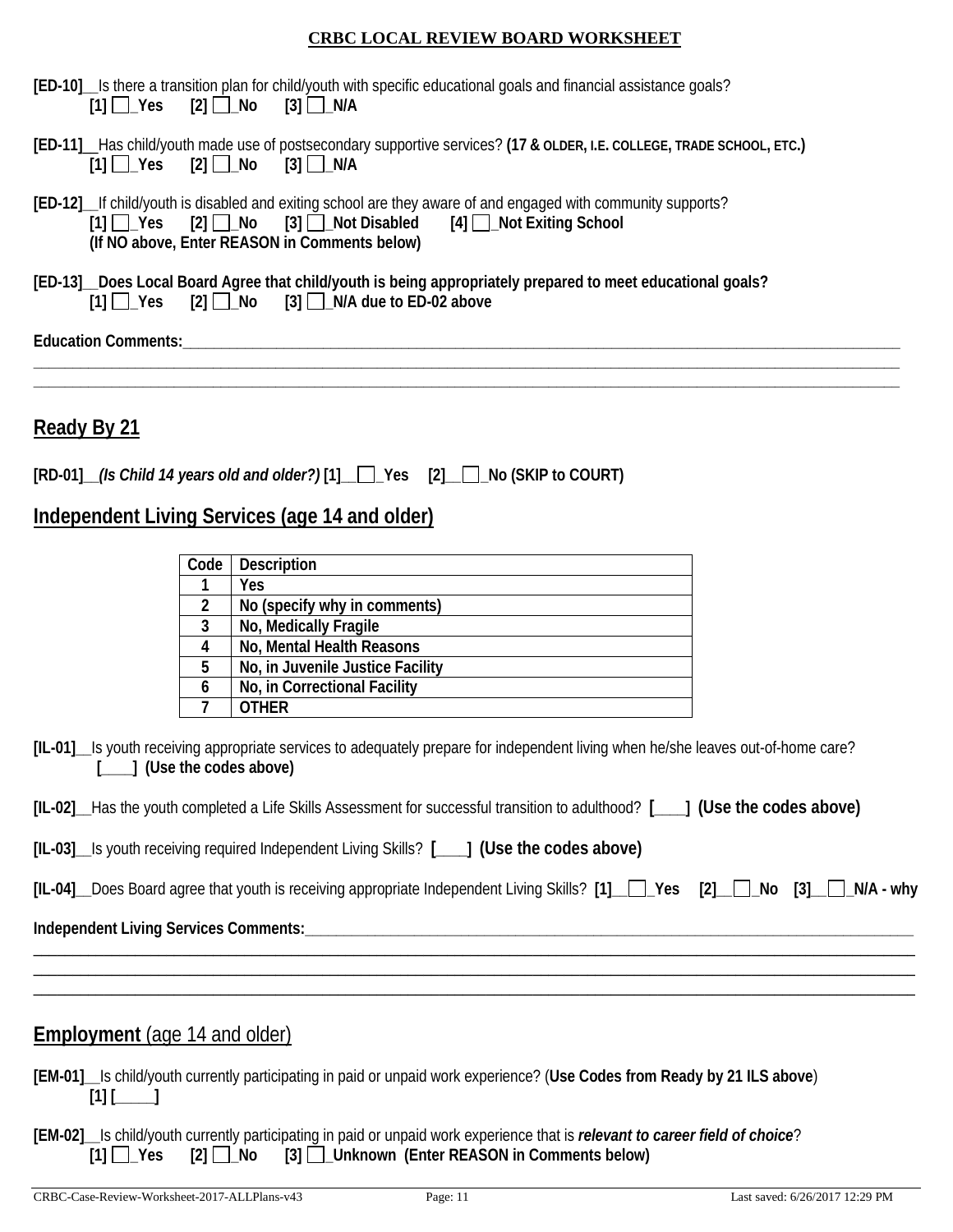**CRBC LOCAL REVIEW BOARD WORKSHEET**

**[ED-10]**__Is there a transition plan for child/youth with specific educational goals and financial assistance goals?
**[1] ☐_Yes [2] ☐_No [3] ☐_N/A**

**[ED-11]**__Has child/youth made use of postsecondary supportive services? **(17 & OLDER, I.E. COLLEGE, TRADE SCHOOL, ETC.)**
**[1] ☐_Yes [2] ☐_No [3] ☐_N/A**

**[ED-12]**__If child/youth is disabled and exiting school are they aware of and engaged with community supports?
**[1] ☐_Yes [2] ☐_No [3] ☐_Not Disabled [4] ☐_Not Exiting School**
**(If NO above, Enter REASON in Comments below)**

**[ED-13]__Does Local Board Agree that child/youth is being appropriately prepared to meet educational goals?**
**[1] ☐_Yes [2] ☐_No [3] ☐_N/A due to ED-02 above**

**Education Comments:**________________________________________________________________________________
________________________________________________________________________________________________
________________________________________________________________________________________________

## Ready By 21

**[RD-01]__*(Is Child 14 years old and older?)* [1]__☐_Yes [2]__☐_No (SKIP to COURT)**

## Independent Living Services (age 14 and older)

| Code | Description |
|---|---|
| 1 | Yes |
| 2 | No (specify why in comments) |
| 3 | No, Medically Fragile |
| 4 | No, Mental Health Reasons |
| 5 | No, in Juvenile Justice Facility |
| 6 | No, in Correctional Facility |
| 7 | OTHER |

**[IL-01]**__Is youth receiving appropriate services to adequately prepare for independent living when he/she leaves out-of-home care?
**[____] (Use the codes above)**

**[IL-02]**__Has the youth completed a Life Skills Assessment for successful transition to adulthood? **[____] (Use the codes above)**

**[IL-03]**__Is youth receiving required Independent Living Skills? **[____] (Use the codes above)**

**[IL-04]**__Does Board agree that youth is receiving appropriate Independent Living Skills? **[1]__☐_Yes [2]__☐_No [3]__☐_N/A - why**

**Independent Living Services Comments:**____________________________________________________________
________________________________________________________________________________________________
________________________________________________________________________________________________
________________________________________________________________________________________________

## Employment (age 14 and older)

**[EM-01]**__Is child/youth currently participating in paid or unpaid work experience? (**Use Codes from Ready by 21 ILS above**)
**[1] [_____]**

**[EM-02]**__Is child/youth currently participating in paid or unpaid work experience that is ***relevant to career field of choice***?
**[1] ☐_Yes [2] ☐_No [3] ☐_Unknown (Enter REASON in Comments below)**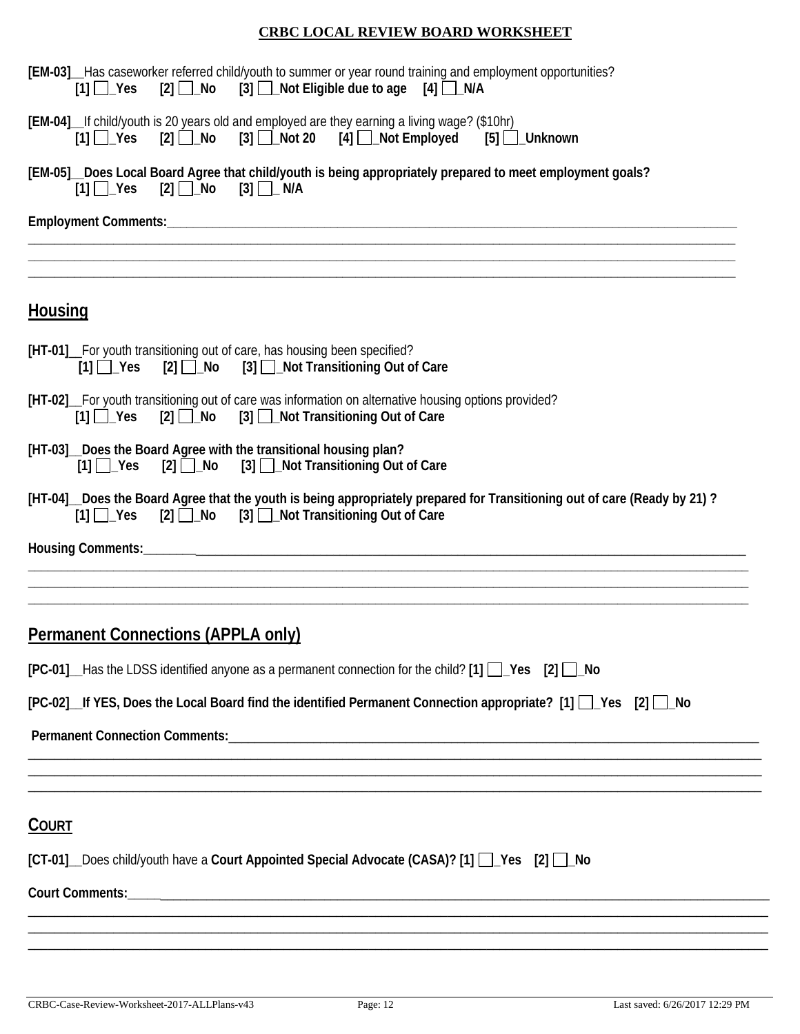## CRBC LOCAL REVIEW BOARD WORKSHEET

**[EM-03]**__Has caseworker referred child/youth to summer or year round training and employment opportunities?
**[1] ☐_Yes [2] ☐_No [3] ☐_Not Eligible due to age [4] ☐_N/A**

**[EM-04]**__If child/youth is 20 years old and employed are they earning a living wage? ($10hr)
**[1] ☐_Yes [2] ☐_No [3] ☐_Not 20 [4] ☐_Not Employed [5] ☐_Unknown**

**[EM-05]__Does Local Board Agree that child/youth is being appropriately prepared to meet employment goals?**
**[1] ☐_Yes [2] ☐_No [3] ☐_ N/A**

**Employment Comments:**______________________________________________________________________________
______________________________________________________________________________________________
______________________________________________________________________________________________
______________________________________________________________________________________________

## Housing

**[HT-01]**__For youth transitioning out of care, has housing been specified?
**[1] ☐_Yes [2] ☐_No [3] ☐_Not Transitioning Out of Care**

**[HT-02]**__For youth transitioning out of care was information on alternative housing options provided?
**[1] ☐_Yes [2] ☐_No [3] ☐_Not Transitioning Out of Care**

**[HT-03]__Does the Board Agree with the transitional housing plan?**
**[1] ☐_Yes [2] ☐_No [3] ☐_Not Transitioning Out of Care**

**[HT-04]__Does the Board Agree that the youth is being appropriately prepared for Transitioning out of care (Ready by 21) ?**
**[1] ☐_Yes [2] ☐_No [3] ☐_Not Transitioning Out of Care**

**Housing Comments:**______________________________________________________________________________
______________________________________________________________________________________________
______________________________________________________________________________________________
______________________________________________________________________________________________

## Permanent Connections (APPLA only)

**[PC-01]**__Has the LDSS identified anyone as a permanent connection for the child? **[1] ☐_Yes [2] ☐_No**

**[PC-02]__If YES, Does the Local Board find the identified Permanent Connection appropriate? [1] ☐_Yes [2] ☐_No**

**Permanent Connection Comments:**______________________________________________________________________
______________________________________________________________________________________________
______________________________________________________________________________________________
______________________________________________________________________________________________

## COURT

**[CT-01]**__Does child/youth have a **Court Appointed Special Advocate (CASA)? [1] ☐_Yes [2] ☐_No**

**Court Comments:**______________________________________________________________________________
______________________________________________________________________________________________
______________________________________________________________________________________________
______________________________________________________________________________________________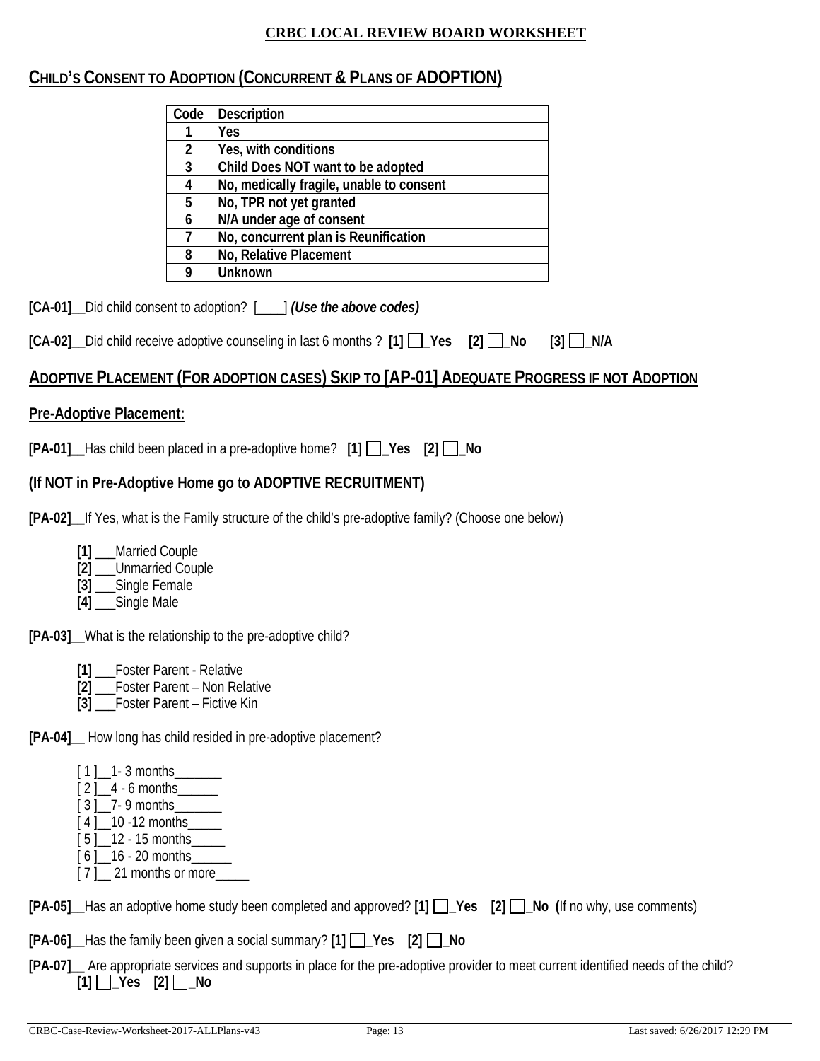**CRBC LOCAL REVIEW BOARD WORKSHEET**

## CHILD'S CONSENT TO ADOPTION (CONCURRENT & PLANS OF ADOPTION)

| Code | Description |
|---|---|
| 1 | Yes |
| 2 | Yes, with conditions |
| 3 | Child Does NOT want to be adopted |
| 4 | No, medically fragile, unable to consent |
| 5 | No, TPR not yet granted |
| 6 | N/A under age of consent |
| 7 | No, concurrent plan is Reunification |
| 8 | No, Relative Placement |
| 9 | Unknown |

**[CA-01]**__Did child consent to adoption? [____] ***(Use the above codes)***

**[CA-02]**__Did child receive adoptive counseling in last 6 months ? **[1]** ☐**_Yes** **[2]** ☐**_No** **[3]** ☐**_N/A**

## ADOPTIVE PLACEMENT (FOR ADOPTION CASES) SKIP TO [AP-01] ADEQUATE PROGRESS IF NOT ADOPTION

### Pre-Adoptive Placement:

**[PA-01]**__Has child been placed in a pre-adoptive home? **[1]** ☐**_Yes** **[2]** ☐**_No**

### (If NOT in Pre-Adoptive Home go to ADOPTIVE RECRUITMENT)

**[PA-02]**__If Yes, what is the Family structure of the child's pre-adoptive family? (Choose one below)

- **[1]** ___Married Couple
- **[2]** ___Unmarried Couple
- **[3]** ___Single Female
- **[4]** ___Single Male

**[PA-03]**__What is the relationship to the pre-adoptive child?

- **[1]** ___Foster Parent - Relative
- **[2]** ___Foster Parent – Non Relative
- **[3]** ___Foster Parent – Fictive Kin

**[PA-04]**__ How long has child resided in pre-adoptive placement?

- [ 1 ]__1- 3 months_______
- [ 2 ]__4 - 6 months______
- [ 3 ]__7- 9 months_______
- [ 4 ]__10 -12 months_____
- [ 5 ]__12 - 15 months_____
- [ 6 ]__16 - 20 months______
- [ 7 ]__ 21 months or more_____

**[PA-05]**__Has an adoptive home study been completed and approved? **[1]** ☐**_Yes** **[2]** ☐**_No** **(**If no why, use comments)

**[PA-06]**__Has the family been given a social summary? **[1]** ☐**_Yes** **[2]** ☐**_No**

**[PA-07]**__ Are appropriate services and supports in place for the pre-adoptive provider to meet current identified needs of the child?
**[1]** ☐**_Yes** **[2]** ☐**_No**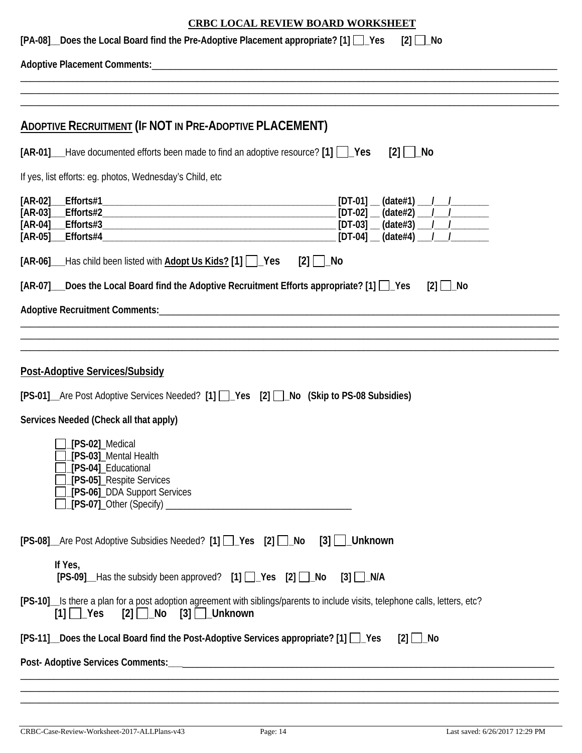**CRBC LOCAL REVIEW BOARD WORKSHEET**

**[PA-08]__Does the Local Board find the Pre-Adoptive Placement appropriate? [1] ☐_Yes [2] ☐_No**

**Adoptive Placement Comments:**________________________________________________________________________________

________________________________________________________________________________________________________________

________________________________________________________________________________________________________________

________________________________________________________________________________________________________________

## ADOPTIVE RECRUITMENT (IF NOT IN PRE-ADOPTIVE PLACEMENT)

**[AR-01]**___Have documented efforts been made to find an adoptive resource? **[1] ☐_Yes [2] ☐_No**

If yes, list efforts: eg. photos, Wednesday's Child, etc

**[AR-02]___Efforts#1**_______________________________________________ **[DT-01] __ (date#1) ___/___/________**
**[AR-03]___Efforts#2**_______________________________________________ **[DT-02] __ (date#2) ___/___/________**
**[AR-04]___Efforts#3**_______________________________________________ **[DT-03] __ (date#3) ___/___/________**
**[AR-05]___Efforts#4**_______________________________________________ **[DT-04] __ (date#4) ___/___/________**

**[AR-06]**___Has child been listed with **Adopt Us Kids? [1] ☐_Yes [2] ☐_No**

**[AR-07]___Does the Local Board find the Adoptive Recruitment Efforts appropriate? [1] ☐_Yes [2] ☐_No**

**Adoptive Recruitment Comments:**______________________________________________________________________________

________________________________________________________________________________________________________________

________________________________________________________________________________________________________________

________________________________________________________________________________________________________________

## Post-Adoptive Services/Subsidy

**[PS-01]**__Are Post Adoptive Services Needed? **[1] ☐_Yes [2] ☐_No (Skip to PS-08 Subsidies)**

**Services Needed (Check all that apply)**

- ☐_**[PS-02]**_Medical
- ☐_**[PS-03]**_Mental Health
- ☐_**[PS-04]**_Educational
- ☐_**[PS-05]**_Respite Services
- ☐_**[PS-06]**_DDA Support Services
- ☐_**[PS-07]**_Other (Specify) ________________________________________

**[PS-08]**__Are Post Adoptive Subsidies Needed? **[1] ☐_Yes [2] ☐_No [3] ☐_Unknown**

**If Yes,**
**[PS-09]**__Has the subsidy been approved? **[1] ☐_Yes [2] ☐_No [3] ☐_N/A**

**[PS-10]**__Is there a plan for a post adoption agreement with siblings/parents to include visits, telephone calls, letters, etc?
**[1] ☐_Yes [2] ☐_No [3] ☐_Unknown**

**[PS-11]__Does the Local Board find the Post-Adoptive Services appropriate? [1] ☐_Yes [2] ☐_No**

**Post- Adoptive Services Comments:**___________________________________________________________________________

________________________________________________________________________________________________________________

________________________________________________________________________________________________________________

________________________________________________________________________________________________________________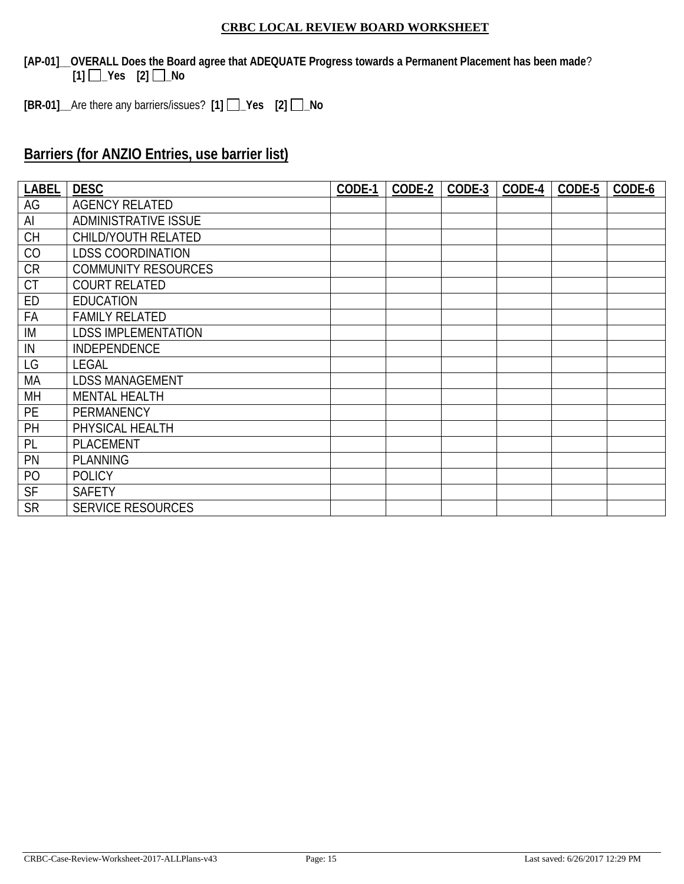**CRBC LOCAL REVIEW BOARD WORKSHEET**

**[AP-01]__OVERALL Does the Board agree that ADEQUATE Progress towards a Permanent Placement has been made**?
**[1] ☐_Yes [2] ☐_No**

**[BR-01]**__Are there any barriers/issues? **[1] ☐_Yes [2] ☐_No**

## Barriers (for ANZIO Entries, use barrier list)

| LABEL | DESC | CODE-1 | CODE-2 | CODE-3 | CODE-4 | CODE-5 | CODE-6 |
|---|---|---|---|---|---|---|---|
| AG | AGENCY RELATED | | | | | | |
| AI | ADMINISTRATIVE ISSUE | | | | | | |
| CH | CHILD/YOUTH RELATED | | | | | | |
| CO | LDSS COORDINATION | | | | | | |
| CR | COMMUNITY RESOURCES | | | | | | |
| CT | COURT RELATED | | | | | | |
| ED | EDUCATION | | | | | | |
| FA | FAMILY RELATED | | | | | | |
| IM | LDSS IMPLEMENTATION | | | | | | |
| IN | INDEPENDENCE | | | | | | |
| LG | LEGAL | | | | | | |
| MA | LDSS MANAGEMENT | | | | | | |
| MH | MENTAL HEALTH | | | | | | |
| PE | PERMANENCY | | | | | | |
| PH | PHYSICAL HEALTH | | | | | | |
| PL | PLACEMENT | | | | | | |
| PN | PLANNING | | | | | | |
| PO | POLICY | | | | | | |
| SF | SAFETY | | | | | | |
| SR | SERVICE RESOURCES | | | | | | |